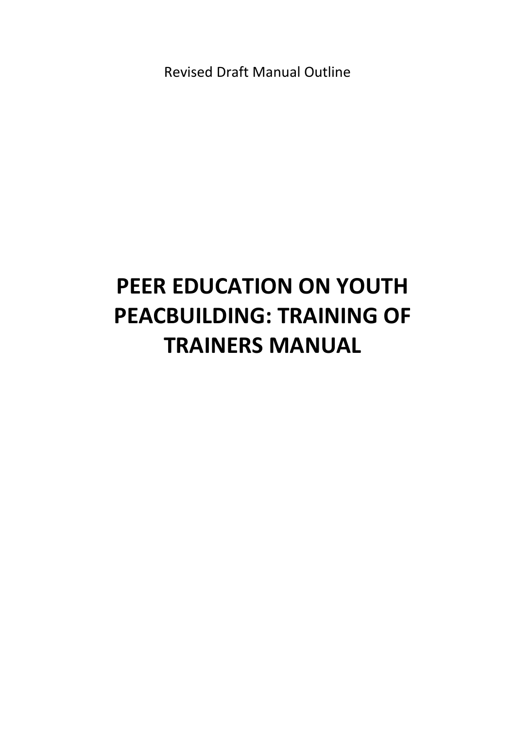Revised Draft Manual Outline

# PEER EDUCATION ON YOUTH PEACBUILDING: TRAINING OF TRAINERS MANUAL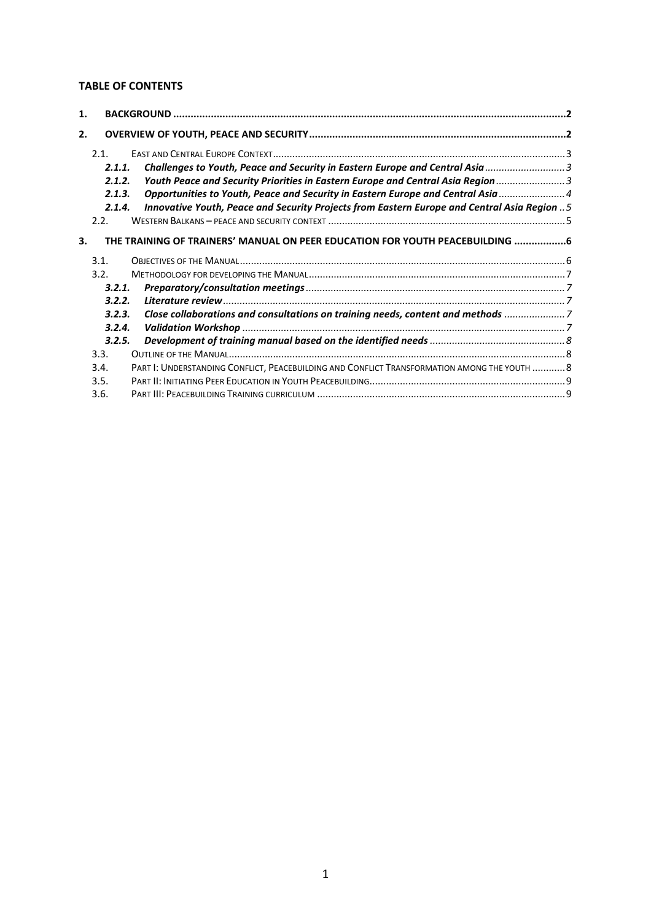**TABLE OF CONTENTS**

1. **BACKGROUND** .......... 2
2. **OVERVIEW OF YOUTH, PEACE AND SECURITY** .......... 2
   - 2.1. EAST AND CENTRAL EUROPE CONTEXT .......... 3
     - ***2.1.1. Challenges to Youth, Peace and Security in Eastern Europe and Central Asia*** .......... 3
     - ***2.1.2. Youth Peace and Security Priorities in Eastern Europe and Central Asia Region*** .......... 3
     - ***2.1.3. Opportunities to Youth, Peace and Security in Eastern Europe and Central Asia*** .......... 4
     - ***2.1.4. Innovative Youth, Peace and Security Projects from Eastern Europe and Central Asia Region*** .. 5
   - 2.2. WESTERN BALKANS – PEACE AND SECURITY CONTEXT .......... 5
3. **THE TRAINING OF TRAINERS' MANUAL ON PEER EDUCATION FOR YOUTH PEACEBUILDING** .......... 6
   - 3.1. OBJECTIVES OF THE MANUAL .......... 6
   - 3.2. METHODOLOGY FOR DEVELOPING THE MANUAL .......... 7
     - ***3.2.1. Preparatory/consultation meetings*** .......... 7
     - ***3.2.2. Literature review*** .......... 7
     - ***3.2.3. Close collaborations and consultations on training needs, content and methods*** .......... 7
     - ***3.2.4. Validation Workshop*** .......... 7
     - ***3.2.5. Development of training manual based on the identified needs*** .......... 8
   - 3.3. OUTLINE OF THE MANUAL .......... 8
   - 3.4. PART I: UNDERSTANDING CONFLICT, PEACEBUILDING AND CONFLICT TRANSFORMATION AMONG THE YOUTH .......... 8
   - 3.5. PART II: INITIATING PEER EDUCATION IN YOUTH PEACEBUILDING .......... 9
   - 3.6. PART III: PEACEBUILDING TRAINING CURRICULUM .......... 9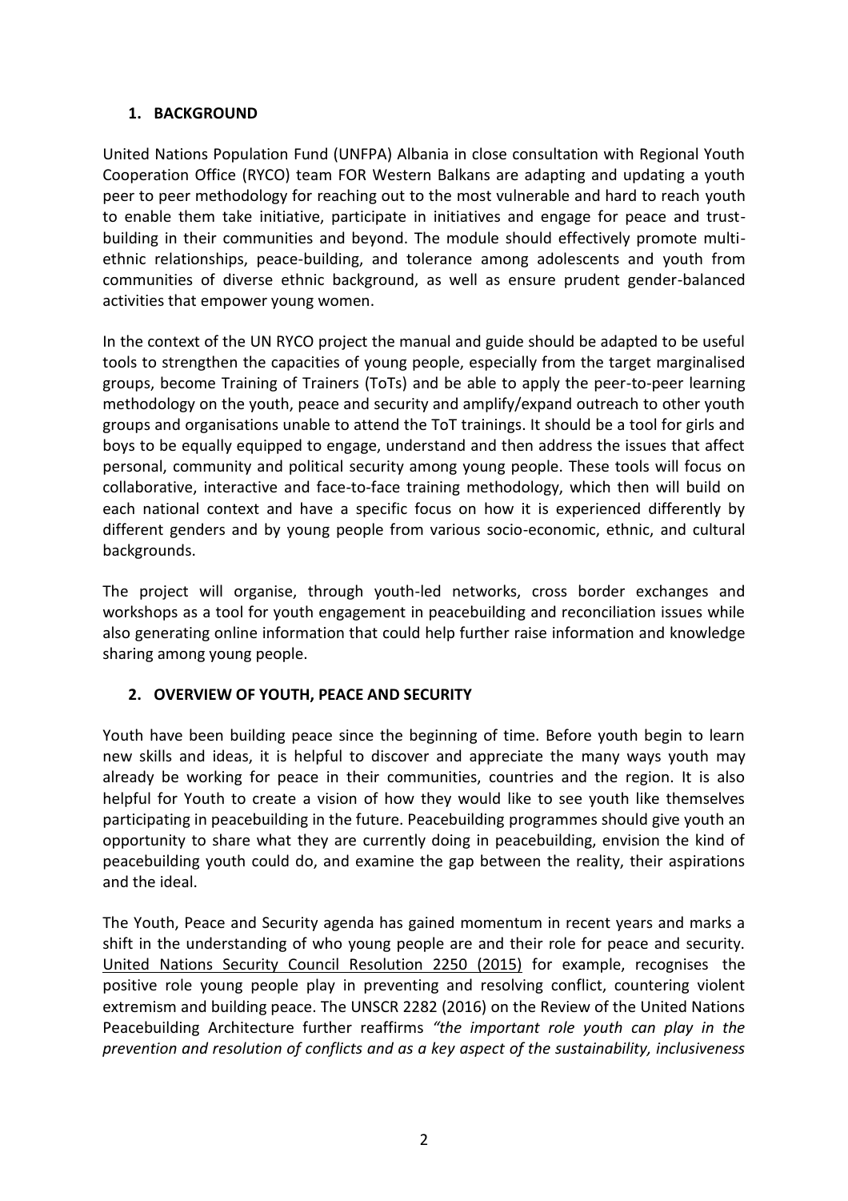## 1. BACKGROUND

United Nations Population Fund (UNFPA) Albania in close consultation with Regional Youth Cooperation Office (RYCO) team FOR Western Balkans are adapting and updating a youth peer to peer methodology for reaching out to the most vulnerable and hard to reach youth to enable them take initiative, participate in initiatives and engage for peace and trust-building in their communities and beyond. The module should effectively promote multi-ethnic relationships, peace-building, and tolerance among adolescents and youth from communities of diverse ethnic background, as well as ensure prudent gender-balanced activities that empower young women.

In the context of the UN RYCO project the manual and guide should be adapted to be useful tools to strengthen the capacities of young people, especially from the target marginalised groups, become Training of Trainers (ToTs) and be able to apply the peer-to-peer learning methodology on the youth, peace and security and amplify/expand outreach to other youth groups and organisations unable to attend the ToT trainings. It should be a tool for girls and boys to be equally equipped to engage, understand and then address the issues that affect personal, community and political security among young people. These tools will focus on collaborative, interactive and face-to-face training methodology, which then will build on each national context and have a specific focus on how it is experienced differently by different genders and by young people from various socio-economic, ethnic, and cultural backgrounds.

The project will organise, through youth-led networks, cross border exchanges and workshops as a tool for youth engagement in peacebuilding and reconciliation issues while also generating online information that could help further raise information and knowledge sharing among young people.

## 2. OVERVIEW OF YOUTH, PEACE AND SECURITY

Youth have been building peace since the beginning of time. Before youth begin to learn new skills and ideas, it is helpful to discover and appreciate the many ways youth may already be working for peace in their communities, countries and the region. It is also helpful for Youth to create a vision of how they would like to see youth like themselves participating in peacebuilding in the future. Peacebuilding programmes should give youth an opportunity to share what they are currently doing in peacebuilding, envision the kind of peacebuilding youth could do, and examine the gap between the reality, their aspirations and the ideal.

The Youth, Peace and Security agenda has gained momentum in recent years and marks a shift in the understanding of who young people are and their role for peace and security. United Nations Security Council Resolution 2250 (2015) for example, recognises the positive role young people play in preventing and resolving conflict, countering violent extremism and building peace. The UNSCR 2282 (2016) on the Review of the United Nations Peacebuilding Architecture further reaffirms *"the important role youth can play in the prevention and resolution of conflicts and as a key aspect of the sustainability, inclusiveness*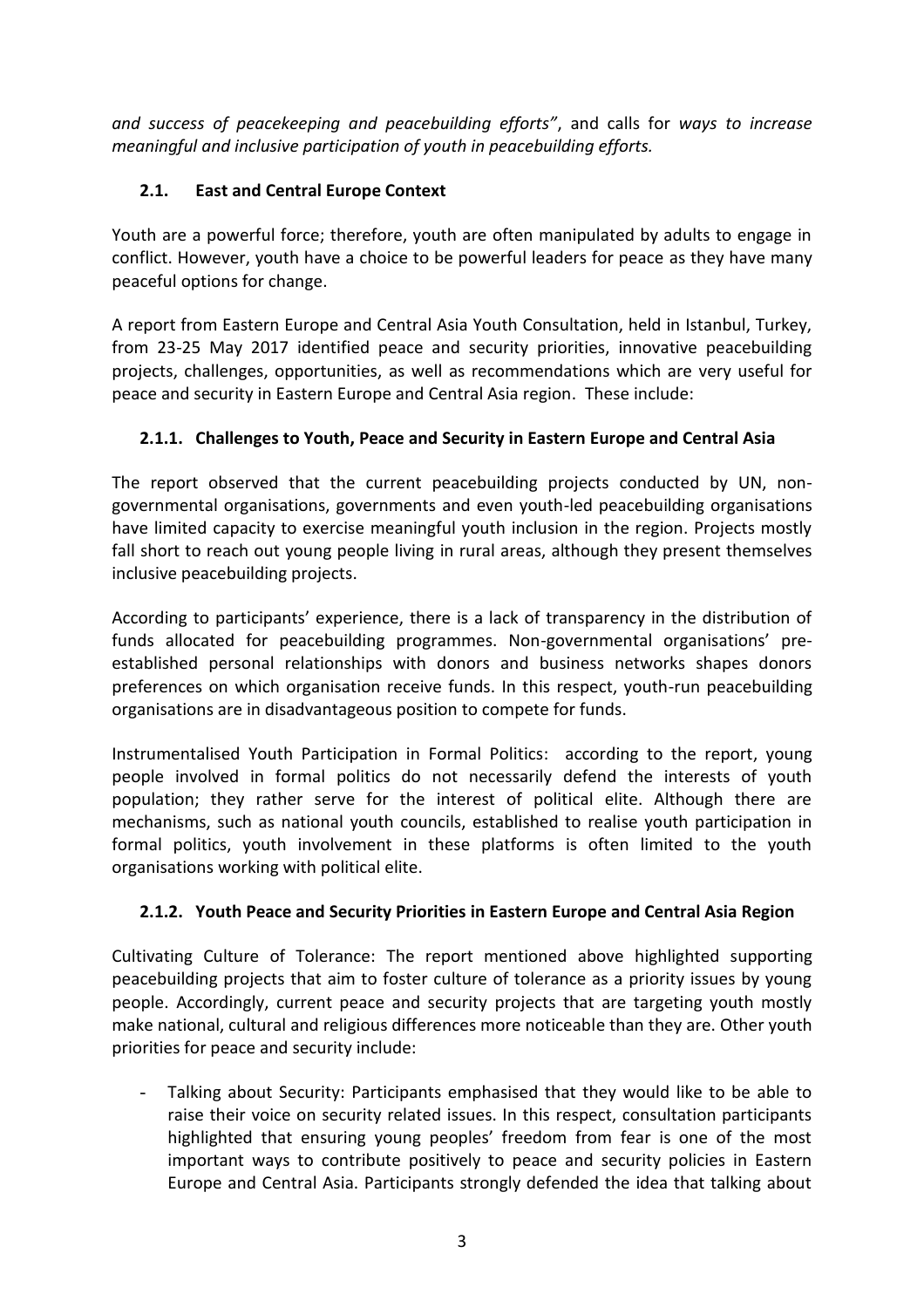*and success of peacekeeping and peacebuilding efforts"*, and calls for *ways to increase meaningful and inclusive participation of youth in peacebuilding efforts.*

### 2.1. East and Central Europe Context

Youth are a powerful force; therefore, youth are often manipulated by adults to engage in conflict. However, youth have a choice to be powerful leaders for peace as they have many peaceful options for change.

A report from Eastern Europe and Central Asia Youth Consultation, held in Istanbul, Turkey, from 23-25 May 2017 identified peace and security priorities, innovative peacebuilding projects, challenges, opportunities, as well as recommendations which are very useful for peace and security in Eastern Europe and Central Asia region. These include:

#### 2.1.1. Challenges to Youth, Peace and Security in Eastern Europe and Central Asia

The report observed that the current peacebuilding projects conducted by UN, non-governmental organisations, governments and even youth-led peacebuilding organisations have limited capacity to exercise meaningful youth inclusion in the region. Projects mostly fall short to reach out young people living in rural areas, although they present themselves inclusive peacebuilding projects.

According to participants' experience, there is a lack of transparency in the distribution of funds allocated for peacebuilding programmes. Non-governmental organisations' pre-established personal relationships with donors and business networks shapes donors preferences on which organisation receive funds. In this respect, youth-run peacebuilding organisations are in disadvantageous position to compete for funds.

Instrumentalised Youth Participation in Formal Politics: according to the report, young people involved in formal politics do not necessarily defend the interests of youth population; they rather serve for the interest of political elite. Although there are mechanisms, such as national youth councils, established to realise youth participation in formal politics, youth involvement in these platforms is often limited to the youth organisations working with political elite.

#### 2.1.2. Youth Peace and Security Priorities in Eastern Europe and Central Asia Region

Cultivating Culture of Tolerance: The report mentioned above highlighted supporting peacebuilding projects that aim to foster culture of tolerance as a priority issues by young people. Accordingly, current peace and security projects that are targeting youth mostly make national, cultural and religious differences more noticeable than they are. Other youth priorities for peace and security include:

- Talking about Security: Participants emphasised that they would like to be able to raise their voice on security related issues. In this respect, consultation participants highlighted that ensuring young peoples' freedom from fear is one of the most important ways to contribute positively to peace and security policies in Eastern Europe and Central Asia. Participants strongly defended the idea that talking about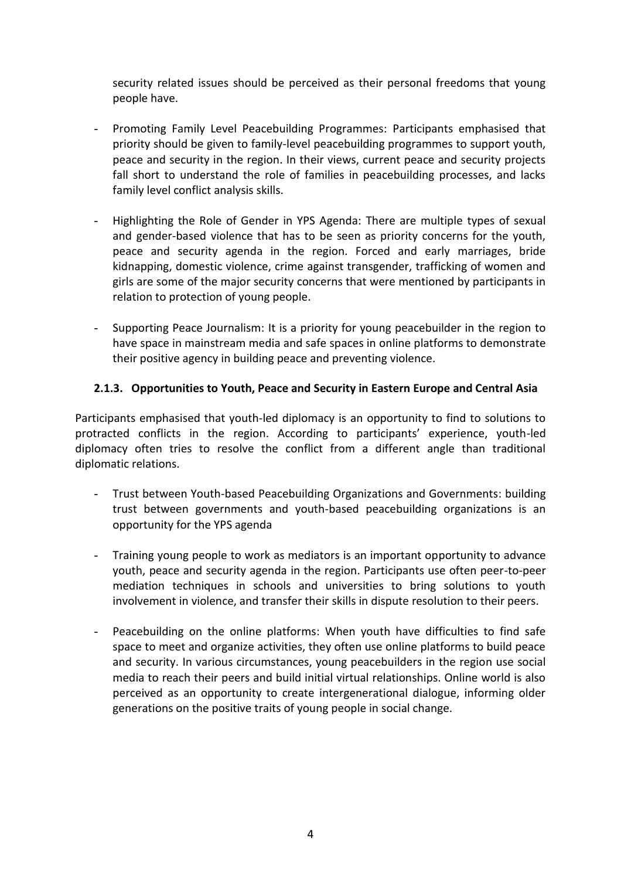security related issues should be perceived as their personal freedoms that young people have.

- Promoting Family Level Peacebuilding Programmes: Participants emphasised that priority should be given to family-level peacebuilding programmes to support youth, peace and security in the region. In their views, current peace and security projects fall short to understand the role of families in peacebuilding processes, and lacks family level conflict analysis skills.

- Highlighting the Role of Gender in YPS Agenda: There are multiple types of sexual and gender-based violence that has to be seen as priority concerns for the youth, peace and security agenda in the region. Forced and early marriages, bride kidnapping, domestic violence, crime against transgender, trafficking of women and girls are some of the major security concerns that were mentioned by participants in relation to protection of young people.

- Supporting Peace Journalism: It is a priority for young peacebuilder in the region to have space in mainstream media and safe spaces in online platforms to demonstrate their positive agency in building peace and preventing violence.

#### 2.1.3. Opportunities to Youth, Peace and Security in Eastern Europe and Central Asia

Participants emphasised that youth-led diplomacy is an opportunity to find to solutions to protracted conflicts in the region. According to participants' experience, youth-led diplomacy often tries to resolve the conflict from a different angle than traditional diplomatic relations.

- Trust between Youth-based Peacebuilding Organizations and Governments: building trust between governments and youth-based peacebuilding organizations is an opportunity for the YPS agenda

- Training young people to work as mediators is an important opportunity to advance youth, peace and security agenda in the region. Participants use often peer-to-peer mediation techniques in schools and universities to bring solutions to youth involvement in violence, and transfer their skills in dispute resolution to their peers.

- Peacebuilding on the online platforms: When youth have difficulties to find safe space to meet and organize activities, they often use online platforms to build peace and security. In various circumstances, young peacebuilders in the region use social media to reach their peers and build initial virtual relationships. Online world is also perceived as an opportunity to create intergenerational dialogue, informing older generations on the positive traits of young people in social change.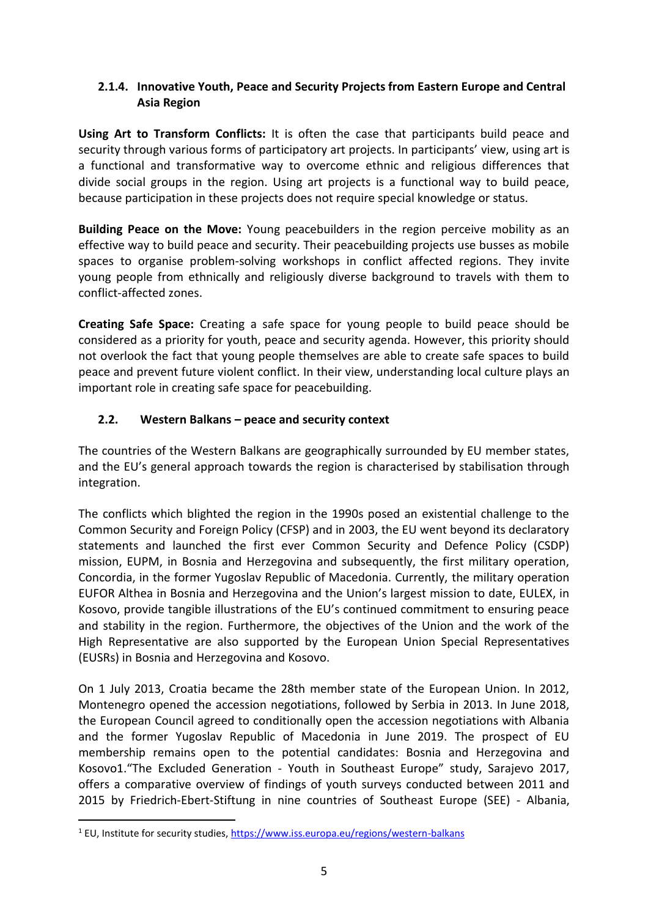### 2.1.4. Innovative Youth, Peace and Security Projects from Eastern Europe and Central Asia Region

**Using Art to Transform Conflicts:** It is often the case that participants build peace and security through various forms of participatory art projects. In participants' view, using art is a functional and transformative way to overcome ethnic and religious differences that divide social groups in the region. Using art projects is a functional way to build peace, because participation in these projects does not require special knowledge or status.

**Building Peace on the Move:** Young peacebuilders in the region perceive mobility as an effective way to build peace and security. Their peacebuilding projects use busses as mobile spaces to organise problem-solving workshops in conflict affected regions. They invite young people from ethnically and religiously diverse background to travels with them to conflict-affected zones.

**Creating Safe Space:** Creating a safe space for young people to build peace should be considered as a priority for youth, peace and security agenda. However, this priority should not overlook the fact that young people themselves are able to create safe spaces to build peace and prevent future violent conflict. In their view, understanding local culture plays an important role in creating safe space for peacebuilding.

## 2.2. Western Balkans – peace and security context

The countries of the Western Balkans are geographically surrounded by EU member states, and the EU's general approach towards the region is characterised by stabilisation through integration.

The conflicts which blighted the region in the 1990s posed an existential challenge to the Common Security and Foreign Policy (CFSP) and in 2003, the EU went beyond its declaratory statements and launched the first ever Common Security and Defence Policy (CSDP) mission, EUPM, in Bosnia and Herzegovina and subsequently, the first military operation, Concordia, in the former Yugoslav Republic of Macedonia. Currently, the military operation EUFOR Althea in Bosnia and Herzegovina and the Union's largest mission to date, EULEX, in Kosovo, provide tangible illustrations of the EU's continued commitment to ensuring peace and stability in the region. Furthermore, the objectives of the Union and the work of the High Representative are also supported by the European Union Special Representatives (EUSRs) in Bosnia and Herzegovina and Kosovo.

On 1 July 2013, Croatia became the 28th member state of the European Union. In 2012, Montenegro opened the accession negotiations, followed by Serbia in 2013. In June 2018, the European Council agreed to conditionally open the accession negotiations with Albania and the former Yugoslav Republic of Macedonia in June 2019. The prospect of EU membership remains open to the potential candidates: Bosnia and Herzegovina and Kosovo[1]."The Excluded Generation - Youth in Southeast Europe" study, Sarajevo 2017, offers a comparative overview of findings of youth surveys conducted between 2011 and 2015 by Friedrich-Ebert-Stiftung in nine countries of Southeast Europe (SEE) - Albania,

---

[1] EU, Institute for security studies, https://www.iss.europa.eu/regions/western-balkans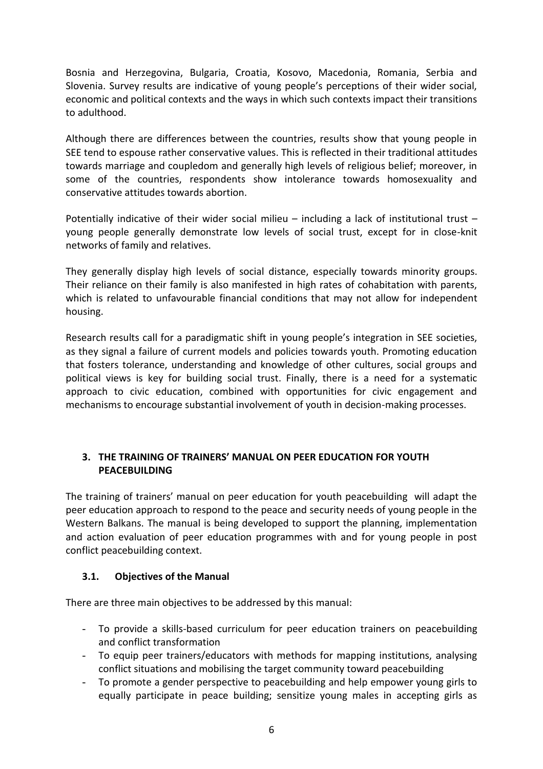Bosnia and Herzegovina, Bulgaria, Croatia, Kosovo, Macedonia, Romania, Serbia and Slovenia. Survey results are indicative of young people's perceptions of their wider social, economic and political contexts and the ways in which such contexts impact their transitions to adulthood.

Although there are differences between the countries, results show that young people in SEE tend to espouse rather conservative values. This is reflected in their traditional attitudes towards marriage and coupledom and generally high levels of religious belief; moreover, in some of the countries, respondents show intolerance towards homosexuality and conservative attitudes towards abortion.

Potentially indicative of their wider social milieu – including a lack of institutional trust – young people generally demonstrate low levels of social trust, except for in close-knit networks of family and relatives.

They generally display high levels of social distance, especially towards minority groups. Their reliance on their family is also manifested in high rates of cohabitation with parents, which is related to unfavourable financial conditions that may not allow for independent housing.

Research results call for a paradigmatic shift in young people's integration in SEE societies, as they signal a failure of current models and policies towards youth. Promoting education that fosters tolerance, understanding and knowledge of other cultures, social groups and political views is key for building social trust. Finally, there is a need for a systematic approach to civic education, combined with opportunities for civic engagement and mechanisms to encourage substantial involvement of youth in decision-making processes.

## 3. THE TRAINING OF TRAINERS' MANUAL ON PEER EDUCATION FOR YOUTH PEACEBUILDING

The training of trainers' manual on peer education for youth peacebuilding will adapt the peer education approach to respond to the peace and security needs of young people in the Western Balkans. The manual is being developed to support the planning, implementation and action evaluation of peer education programmes with and for young people in post conflict peacebuilding context.

### 3.1. Objectives of the Manual

There are three main objectives to be addressed by this manual:

- To provide a skills-based curriculum for peer education trainers on peacebuilding and conflict transformation
- To equip peer trainers/educators with methods for mapping institutions, analysing conflict situations and mobilising the target community toward peacebuilding
- To promote a gender perspective to peacebuilding and help empower young girls to equally participate in peace building; sensitize young males in accepting girls as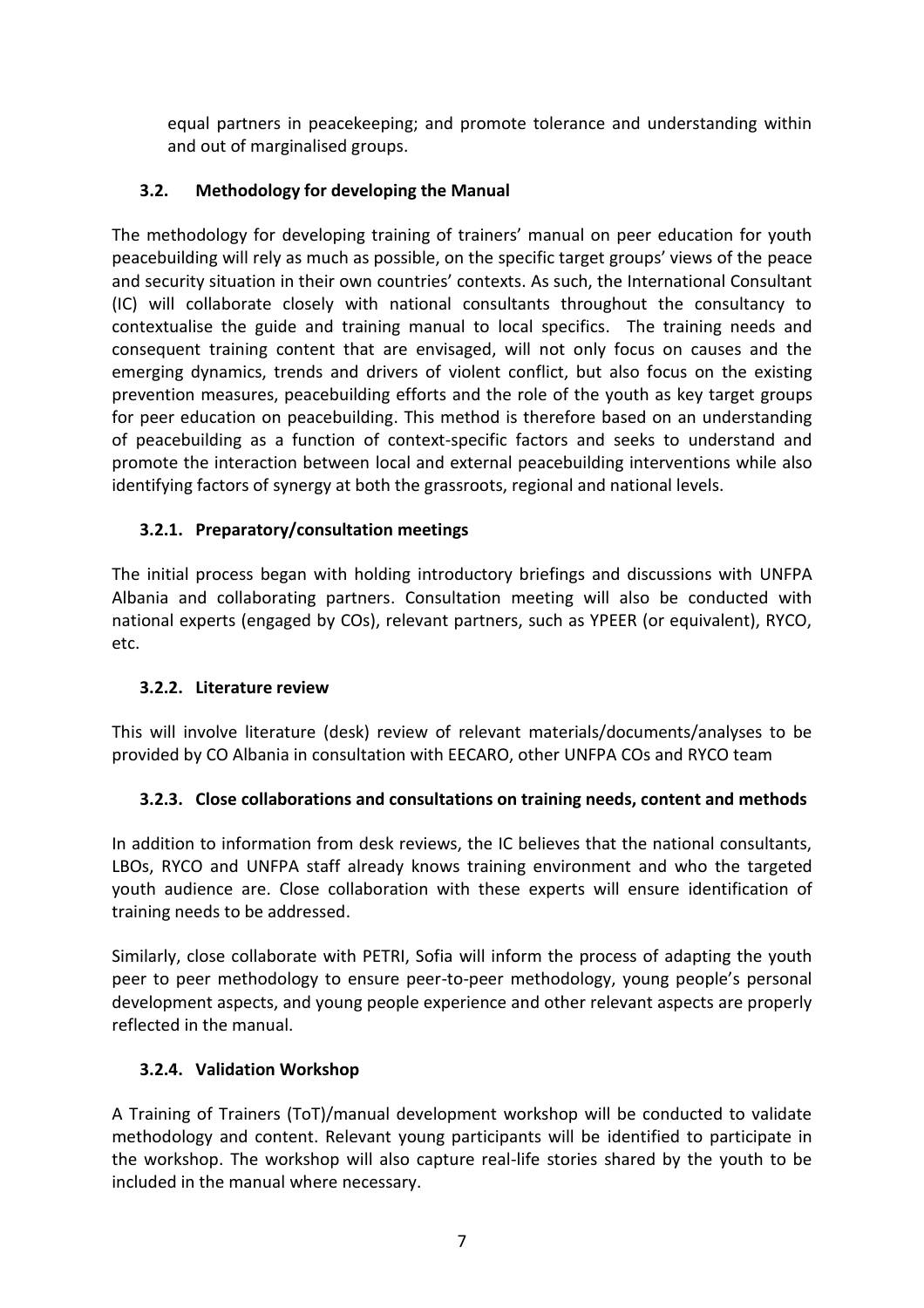equal partners in peacekeeping; and promote tolerance and understanding within and out of marginalised groups.

### 3.2. Methodology for developing the Manual

The methodology for developing training of trainers' manual on peer education for youth peacebuilding will rely as much as possible, on the specific target groups' views of the peace and security situation in their own countries' contexts. As such, the International Consultant (IC) will collaborate closely with national consultants throughout the consultancy to contextualise the guide and training manual to local specifics. The training needs and consequent training content that are envisaged, will not only focus on causes and the emerging dynamics, trends and drivers of violent conflict, but also focus on the existing prevention measures, peacebuilding efforts and the role of the youth as key target groups for peer education on peacebuilding. This method is therefore based on an understanding of peacebuilding as a function of context-specific factors and seeks to understand and promote the interaction between local and external peacebuilding interventions while also identifying factors of synergy at both the grassroots, regional and national levels.

#### 3.2.1. Preparatory/consultation meetings

The initial process began with holding introductory briefings and discussions with UNFPA Albania and collaborating partners. Consultation meeting will also be conducted with national experts (engaged by COs), relevant partners, such as YPEER (or equivalent), RYCO, etc.

#### 3.2.2. Literature review

This will involve literature (desk) review of relevant materials/documents/analyses to be provided by CO Albania in consultation with EECARO, other UNFPA COs and RYCO team

#### 3.2.3. Close collaborations and consultations on training needs, content and methods

In addition to information from desk reviews, the IC believes that the national consultants, LBOs, RYCO and UNFPA staff already knows training environment and who the targeted youth audience are. Close collaboration with these experts will ensure identification of training needs to be addressed.

Similarly, close collaborate with PETRI, Sofia will inform the process of adapting the youth peer to peer methodology to ensure peer-to-peer methodology, young people's personal development aspects, and young people experience and other relevant aspects are properly reflected in the manual.

#### 3.2.4. Validation Workshop

A Training of Trainers (ToT)/manual development workshop will be conducted to validate methodology and content. Relevant young participants will be identified to participate in the workshop. The workshop will also capture real-life stories shared by the youth to be included in the manual where necessary.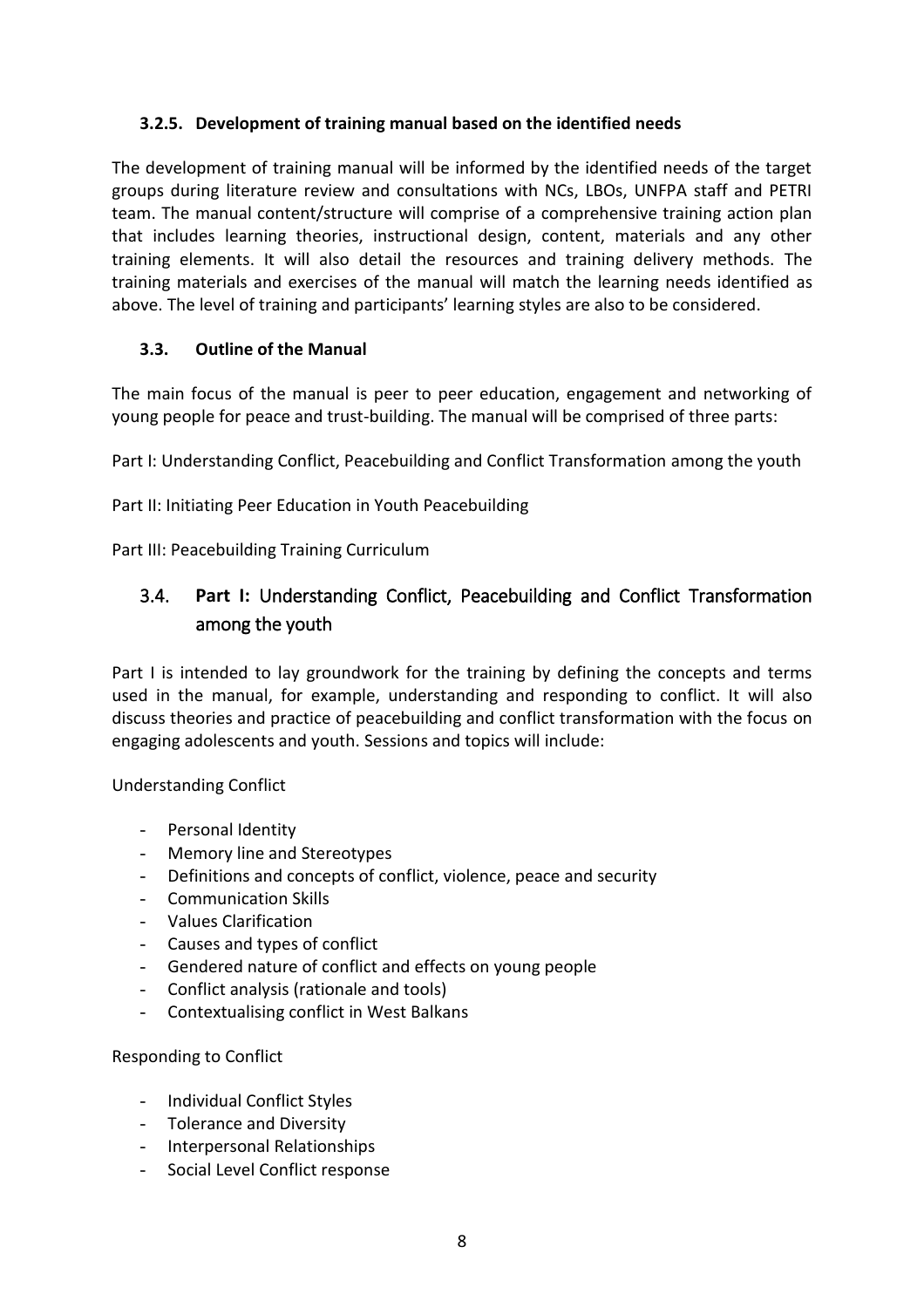#### 3.2.5. Development of training manual based on the identified needs

The development of training manual will be informed by the identified needs of the target groups during literature review and consultations with NCs, LBOs, UNFPA staff and PETRI team. The manual content/structure will comprise of a comprehensive training action plan that includes learning theories, instructional design, content, materials and any other training elements. It will also detail the resources and training delivery methods. The training materials and exercises of the manual will match the learning needs identified as above. The level of training and participants' learning styles are also to be considered.

### 3.3. Outline of the Manual

The main focus of the manual is peer to peer education, engagement and networking of young people for peace and trust-building. The manual will be comprised of three parts:

Part I: Understanding Conflict, Peacebuilding and Conflict Transformation among the youth

Part II: Initiating Peer Education in Youth Peacebuilding

Part III: Peacebuilding Training Curriculum

## 3.4. **Part I:** Understanding Conflict, Peacebuilding and Conflict Transformation among the youth

Part I is intended to lay groundwork for the training by defining the concepts and terms used in the manual, for example, understanding and responding to conflict. It will also discuss theories and practice of peacebuilding and conflict transformation with the focus on engaging adolescents and youth. Sessions and topics will include:

Understanding Conflict

- Personal Identity
- Memory line and Stereotypes
- Definitions and concepts of conflict, violence, peace and security
- Communication Skills
- Values Clarification
- Causes and types of conflict
- Gendered nature of conflict and effects on young people
- Conflict analysis (rationale and tools)
- Contextualising conflict in West Balkans

Responding to Conflict

- Individual Conflict Styles
- Tolerance and Diversity
- Interpersonal Relationships
- Social Level Conflict response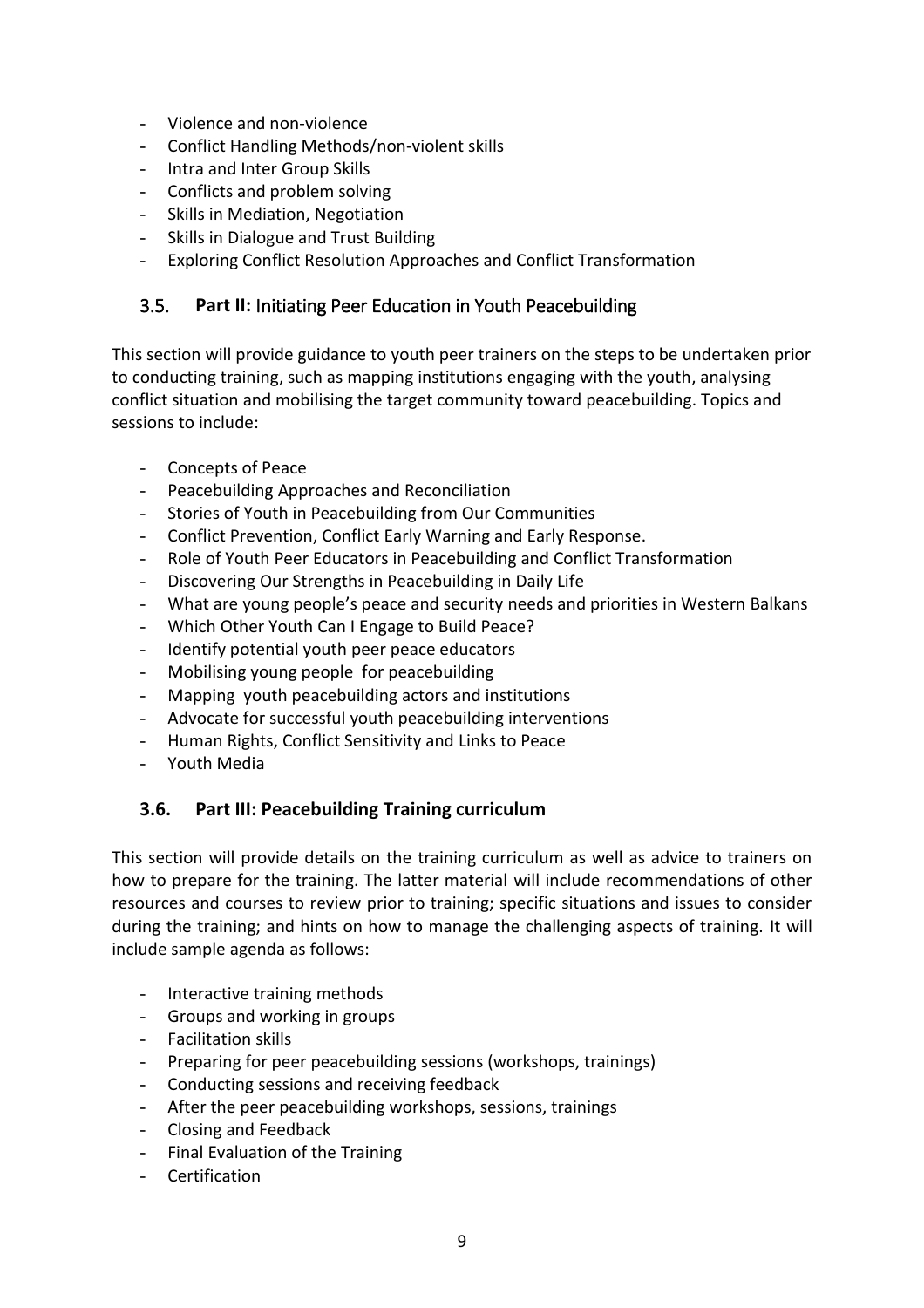- Violence and non-violence
- Conflict Handling Methods/non-violent skills
- Intra and Inter Group Skills
- Conflicts and problem solving
- Skills in Mediation, Negotiation
- Skills in Dialogue and Trust Building
- Exploring Conflict Resolution Approaches and Conflict Transformation

### 3.5. **Part II:** Initiating Peer Education in Youth Peacebuilding

This section will provide guidance to youth peer trainers on the steps to be undertaken prior to conducting training, such as mapping institutions engaging with the youth, analysing conflict situation and mobilising the target community toward peacebuilding. Topics and sessions to include:

- Concepts of Peace
- Peacebuilding Approaches and Reconciliation
- Stories of Youth in Peacebuilding from Our Communities
- Conflict Prevention, Conflict Early Warning and Early Response.
- Role of Youth Peer Educators in Peacebuilding and Conflict Transformation
- Discovering Our Strengths in Peacebuilding in Daily Life
- What are young people's peace and security needs and priorities in Western Balkans
- Which Other Youth Can I Engage to Build Peace?
- Identify potential youth peer peace educators
- Mobilising young people for peacebuilding
- Mapping youth peacebuilding actors and institutions
- Advocate for successful youth peacebuilding interventions
- Human Rights, Conflict Sensitivity and Links to Peace
- Youth Media

### 3.6. Part III: Peacebuilding Training curriculum

This section will provide details on the training curriculum as well as advice to trainers on how to prepare for the training. The latter material will include recommendations of other resources and courses to review prior to training; specific situations and issues to consider during the training; and hints on how to manage the challenging aspects of training. It will include sample agenda as follows:

- Interactive training methods
- Groups and working in groups
- Facilitation skills
- Preparing for peer peacebuilding sessions (workshops, trainings)
- Conducting sessions and receiving feedback
- After the peer peacebuilding workshops, sessions, trainings
- Closing and Feedback
- Final Evaluation of the Training
- Certification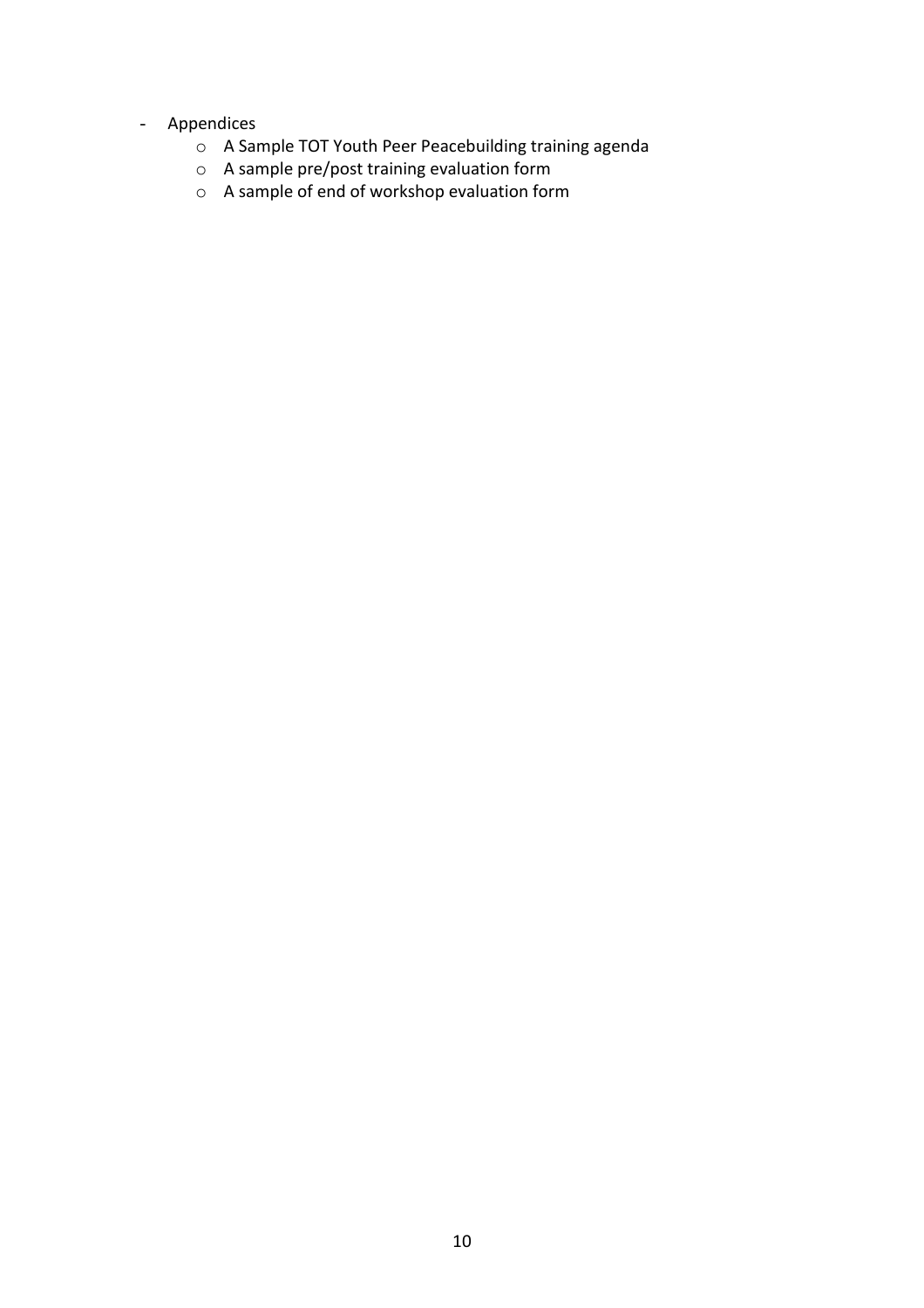- Appendices
    - A Sample TOT Youth Peer Peacebuilding training agenda
    - A sample pre/post training evaluation form
    - A sample of end of workshop evaluation form